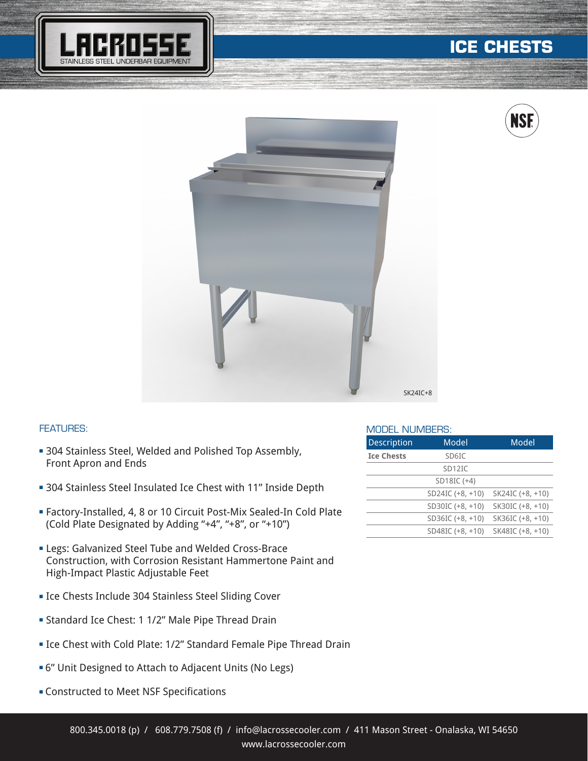# LACROSSE

STAINLESS STEEL UNDERBAR EQUIPMENT

# ICE CHESTS

NSF

SK24IC+8

## FEATURES:

- 304 Stainless Steel, Welded and Polished Top Assembly, Front Apron and Ends
- 304 Stainless Steel Insulated Ice Chest with 11" Inside Depth
- Factory-Installed, 4, 8 or 10 Circuit Post-Mix Sealed-In Cold Plate (Cold Plate Designated by Adding "+4", "+8", or "+10")
- Legs: Galvanized Steel Tube and Welded Cross-Brace Construction, with Corrosion Resistant Hammertone Paint and High-Impact Plastic Adjustable Feet
- Ice Chests Include 304 Stainless Steel Sliding Cover
- Standard Ice Chest: 1 1/2" Male Pipe Thread Drain
- Ice Chest with Cold Plate: 1/2" Standard Female Pipe Thread Drain
- 6" Unit Designed to Attach to Adjacent Units (No Legs)
- Constructed to Meet NSF Specifications

## MODEL NUMBERS:

| Description | Model | Model |
|---|---|---|
| **Ice Chests** | SD6IC | |
| | SD12IC | |
| | SD18IC (+4) | |
| | SD24IC (+8, +10) | SK24IC (+8, +10) |
| | SD30IC (+8, +10) | SK30IC (+8, +10) |
| | SD36IC (+8, +10) | SK36IC (+8, +10) |
| | SD48IC (+8, +10) | SK48IC (+8, +10) |

800.345.0018 (p) / 608.779.7508 (f) / info@lacrossecooler.com / 411 Mason Street - Onalaska, WI 54650
www.lacrossecooler.com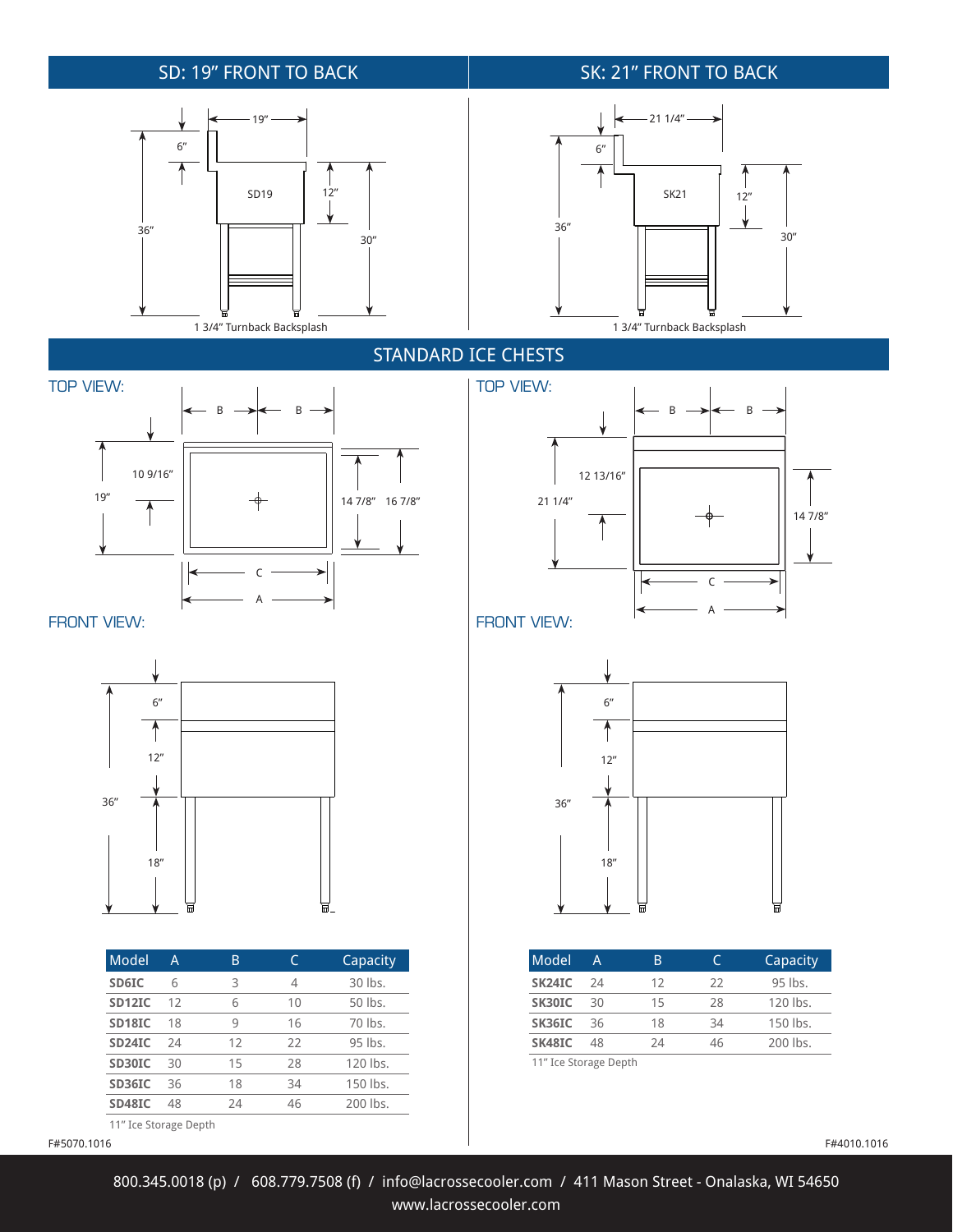## SD: 19" FRONT TO BACK

19"

6"

12"

36"

30"

SD19

1 3/4" Turnback Backsplash

## SK: 21" FRONT TO BACK

21 1/4"

6"

12"

36"

30"

SK21

1 3/4" Turnback Backsplash

## STANDARD ICE CHESTS

### TOP VIEW:

B B

10 9/16"

19"

14 7/8" 16 7/8"

C

A

### FRONT VIEW:

6"

12"

36"

18"

| Model | A | B | C | Capacity |
|---|---|---|---|---|
| **SD6IC** | 6 | 3 | 4 | 30 lbs. |
| **SD12IC** | 12 | 6 | 10 | 50 lbs. |
| **SD18IC** | 18 | 9 | 16 | 70 lbs. |
| **SD24IC** | 24 | 12 | 22 | 95 lbs. |
| **SD30IC** | 30 | 15 | 28 | 120 lbs. |
| **SD36IC** | 36 | 18 | 34 | 150 lbs. |
| **SD48IC** | 48 | 24 | 46 | 200 lbs. |

11" Ice Storage Depth

F#5070.1016

### TOP VIEW:

B B

12 13/16"

21 1/4"

14 7/8"

C

A

### FRONT VIEW:

6"

12"

36"

18"

| Model | A | B | C | Capacity |
|---|---|---|---|---|
| **SK24IC** | 24 | 12 | 22 | 95 lbs. |
| **SK30IC** | 30 | 15 | 28 | 120 lbs. |
| **SK36IC** | 36 | 18 | 34 | 150 lbs. |
| **SK48IC** | 48 | 24 | 46 | 200 lbs. |

11" Ice Storage Depth

F#4010.1016

800.345.0018 (p) / 608.779.7508 (f) / info@lacrossecooler.com / 411 Mason Street - Onalaska, WI 54650
www.lacrossecooler.com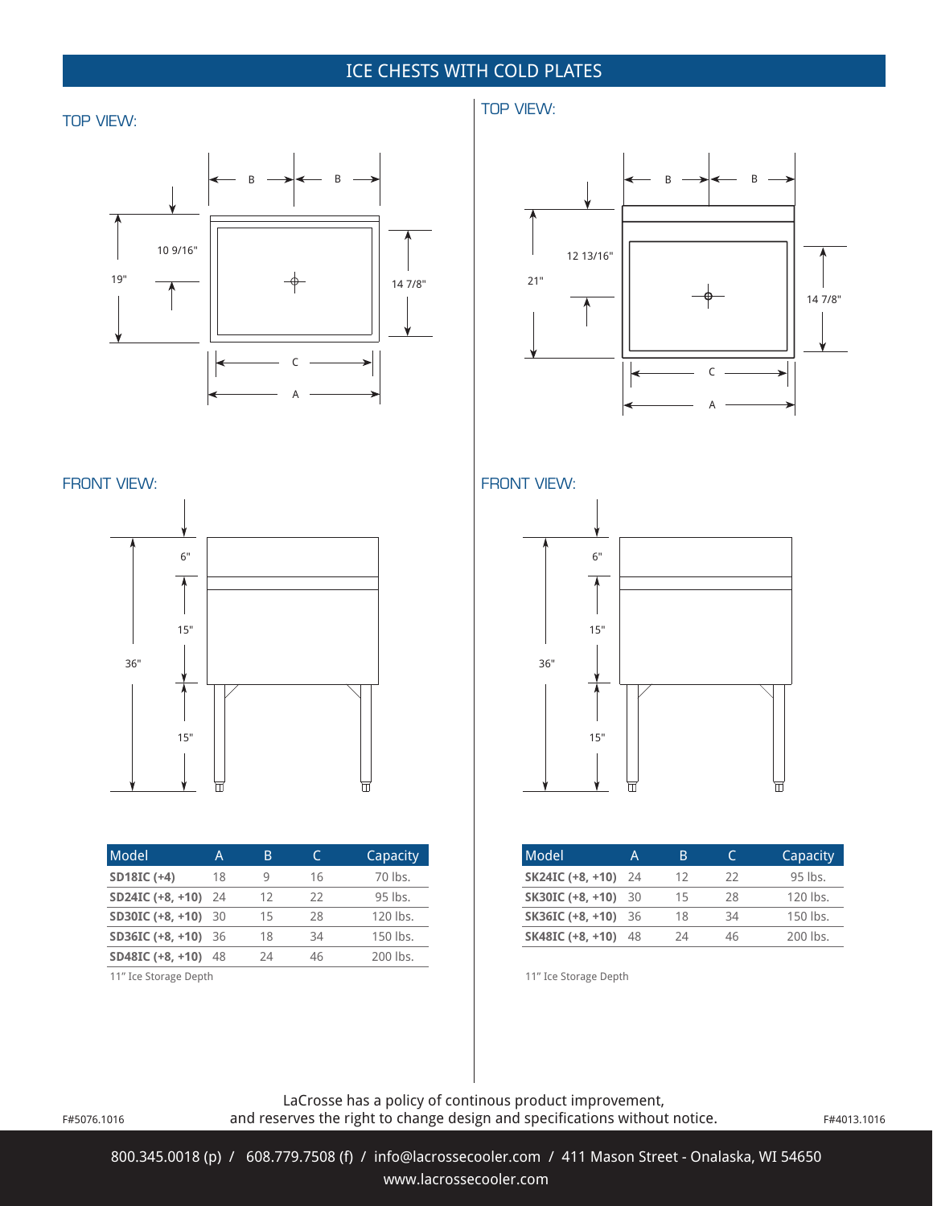# ICE CHESTS WITH COLD PLATES

## TOP VIEW:

B B
10 9/16"
19"
14 7/8"
C
A

## FRONT VIEW:

6"
15"
36"
15"

| Model | A | B | C | Capacity |
|---|---|---|---|---|
| **SD18IC (+4)** | 18 | 9 | 16 | 70 lbs. |
| **SD24IC (+8, +10)** | 24 | 12 | 22 | 95 lbs. |
| **SD30IC (+8, +10)** | 30 | 15 | 28 | 120 lbs. |
| **SD36IC (+8, +10)** | 36 | 18 | 34 | 150 lbs. |
| **SD48IC (+8, +10)** | 48 | 24 | 46 | 200 lbs. |

11" Ice Storage Depth

## TOP VIEW:

B B
12 13/16"
21"
14 7/8"
C
A

## FRONT VIEW:

6"
15"
36"
15"

| Model | A | B | C | Capacity |
|---|---|---|---|---|
| **SK24IC (+8, +10)** | 24 | 12 | 22 | 95 lbs. |
| **SK30IC (+8, +10)** | 30 | 15 | 28 | 120 lbs. |
| **SK36IC (+8, +10)** | 36 | 18 | 34 | 150 lbs. |
| **SK48IC (+8, +10)** | 48 | 24 | 46 | 200 lbs. |

11" Ice Storage Depth

F#5076.1016

LaCrosse has a policy of continous product improvement,
and reserves the right to change design and specifications without notice.

F#4013.1016

800.345.0018 (p) / 608.779.7508 (f) / info@lacrossecooler.com / 411 Mason Street - Onalaska, WI 54650
www.lacrossecooler.com